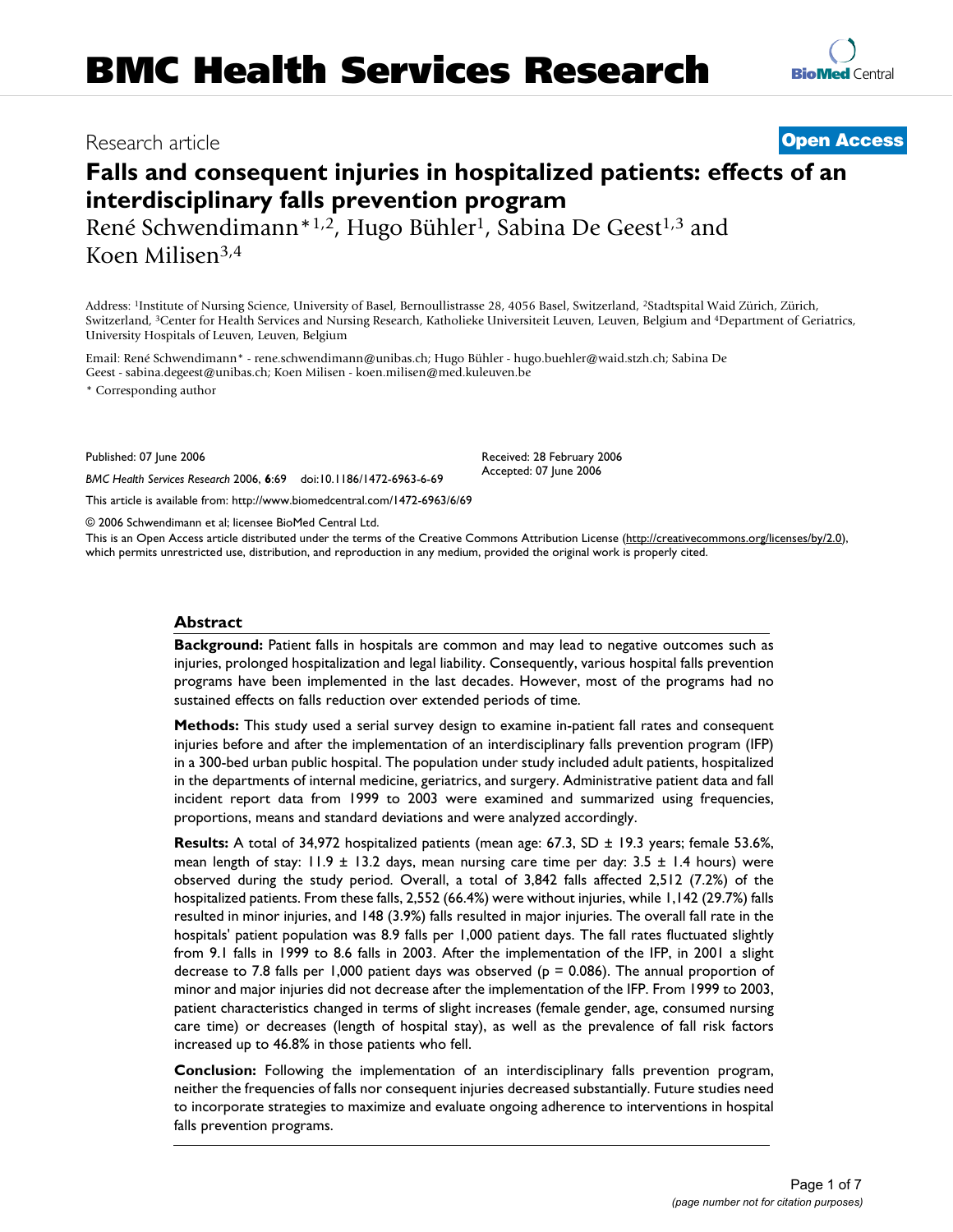# BMC Health Services Research

Research article **Open Access**

# Falls and consequent injuries in hospitalized patients: effects of an interdisciplinary falls prevention program

René Schwendimann*[1,2], Hugo Bühler[1], Sabina De Geest[1,3] and Koen Milisen[3,4]

Address: [1]Institute of Nursing Science, University of Basel, Bernoullistrasse 28, 4056 Basel, Switzerland, [2]Stadtspital Waid Zürich, Zürich, Switzerland, [3]Center for Health Services and Nursing Research, Katholieke Universiteit Leuven, Leuven, Belgium and [4]Department of Geriatrics, University Hospitals of Leuven, Leuven, Belgium

Email: René Schwendimann* - rene.schwendimann@unibas.ch; Hugo Bühler - hugo.buehler@waid.stzh.ch; Sabina De Geest - sabina.degeest@unibas.ch; Koen Milisen - koen.milisen@med.kuleuven.be

\* Corresponding author

Published: 07 June 2006

*BMC Health Services Research* 2006, **6**:69 doi:10.1186/1472-6963-6-69

Received: 28 February 2006
Accepted: 07 June 2006

This article is available from: http://www.biomedcentral.com/1472-6963/6/69

© 2006 Schwendimann et al; licensee BioMed Central Ltd.

This is an Open Access article distributed under the terms of the Creative Commons Attribution License (http://creativecommons.org/licenses/by/2.0), which permits unrestricted use, distribution, and reproduction in any medium, provided the original work is properly cited.

## Abstract

**Background:** Patient falls in hospitals are common and may lead to negative outcomes such as injuries, prolonged hospitalization and legal liability. Consequently, various hospital falls prevention programs have been implemented in the last decades. However, most of the programs had no sustained effects on falls reduction over extended periods of time.

**Methods:** This study used a serial survey design to examine in-patient fall rates and consequent injuries before and after the implementation of an interdisciplinary falls prevention program (IFP) in a 300-bed urban public hospital. The population under study included adult patients, hospitalized in the departments of internal medicine, geriatrics, and surgery. Administrative patient data and fall incident report data from 1999 to 2003 were examined and summarized using frequencies, proportions, means and standard deviations and were analyzed accordingly.

**Results:** A total of 34,972 hospitalized patients (mean age: 67.3, SD ± 19.3 years; female 53.6%, mean length of stay: 11.9 ± 13.2 days, mean nursing care time per day: 3.5 ± 1.4 hours) were observed during the study period. Overall, a total of 3,842 falls affected 2,512 (7.2%) of the hospitalized patients. From these falls, 2,552 (66.4%) were without injuries, while 1,142 (29.7%) falls resulted in minor injuries, and 148 (3.9%) falls resulted in major injuries. The overall fall rate in the hospitals' patient population was 8.9 falls per 1,000 patient days. The fall rates fluctuated slightly from 9.1 falls in 1999 to 8.6 falls in 2003. After the implementation of the IFP, in 2001 a slight decrease to 7.8 falls per 1,000 patient days was observed ($p = 0.086$). The annual proportion of minor and major injuries did not decrease after the implementation of the IFP. From 1999 to 2003, patient characteristics changed in terms of slight increases (female gender, age, consumed nursing care time) or decreases (length of hospital stay), as well as the prevalence of fall risk factors increased up to 46.8% in those patients who fell.

**Conclusion:** Following the implementation of an interdisciplinary falls prevention program, neither the frequencies of falls nor consequent injuries decreased substantially. Future studies need to incorporate strategies to maximize and evaluate ongoing adherence to interventions in hospital falls prevention programs.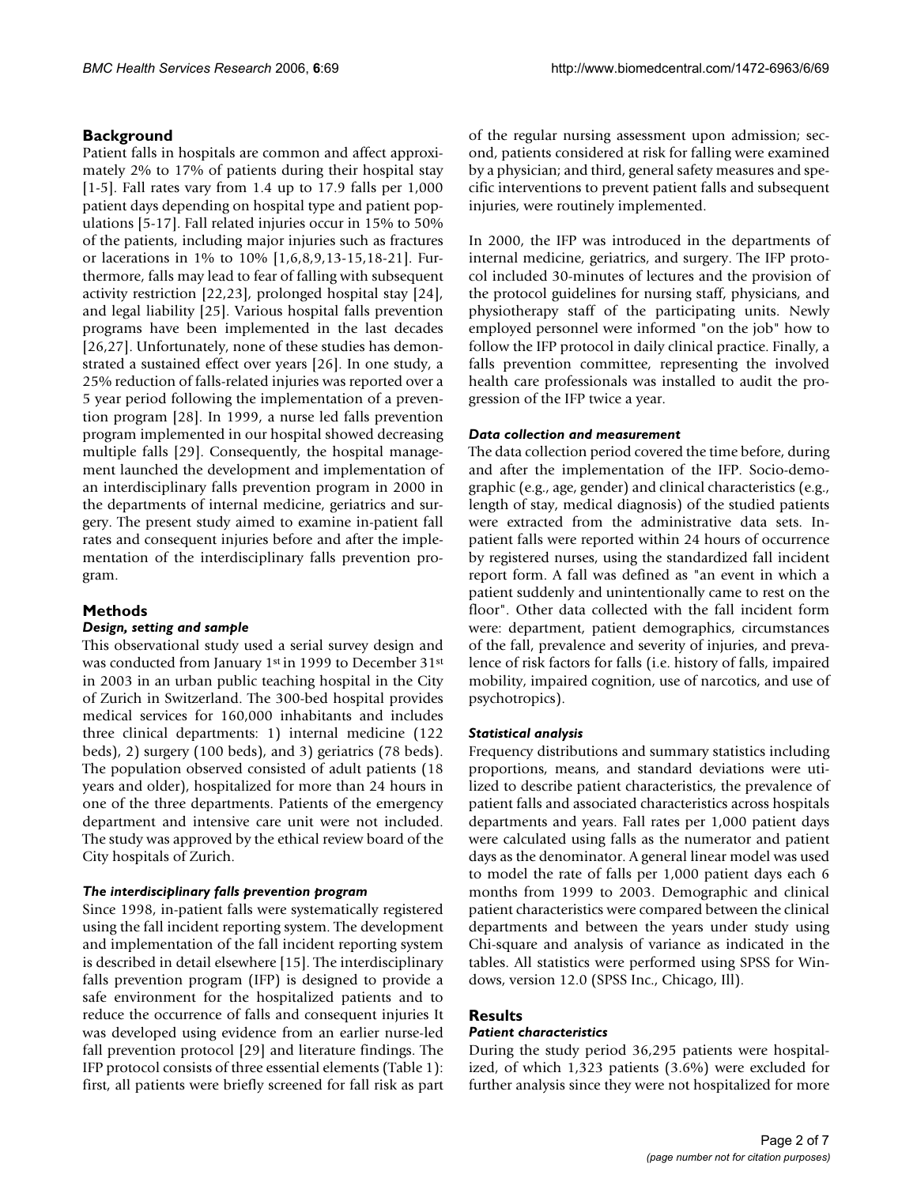## Background

Patient falls in hospitals are common and affect approximately 2% to 17% of patients during their hospital stay [1-5]. Fall rates vary from 1.4 up to 17.9 falls per 1,000 patient days depending on hospital type and patient populations [5-17]. Fall related injuries occur in 15% to 50% of the patients, including major injuries such as fractures or lacerations in 1% to 10% [1,6,8,9,13-15,18-21]. Furthermore, falls may lead to fear of falling with subsequent activity restriction [22,23], prolonged hospital stay [24], and legal liability [25]. Various hospital falls prevention programs have been implemented in the last decades [26,27]. Unfortunately, none of these studies has demonstrated a sustained effect over years [26]. In one study, a 25% reduction of falls-related injuries was reported over a 5 year period following the implementation of a prevention program [28]. In 1999, a nurse led falls prevention program implemented in our hospital showed decreasing multiple falls [29]. Consequently, the hospital management launched the development and implementation of an interdisciplinary falls prevention program in 2000 in the departments of internal medicine, geriatrics and surgery. The present study aimed to examine in-patient fall rates and consequent injuries before and after the implementation of the interdisciplinary falls prevention program.

## Methods

### *Design, setting and sample*

This observational study used a serial survey design and was conducted from January 1st in 1999 to December 31st in 2003 in an urban public teaching hospital in the City of Zurich in Switzerland. The 300-bed hospital provides medical services for 160,000 inhabitants and includes three clinical departments: 1) internal medicine (122 beds), 2) surgery (100 beds), and 3) geriatrics (78 beds). The population observed consisted of adult patients (18 years and older), hospitalized for more than 24 hours in one of the three departments. Patients of the emergency department and intensive care unit were not included. The study was approved by the ethical review board of the City hospitals of Zurich.

### *The interdisciplinary falls prevention program*

Since 1998, in-patient falls were systematically registered using the fall incident reporting system. The development and implementation of the fall incident reporting system is described in detail elsewhere [15]. The interdisciplinary falls prevention program (IFP) is designed to provide a safe environment for the hospitalized patients and to reduce the occurrence of falls and consequent injuries It was developed using evidence from an earlier nurse-led fall prevention protocol [29] and literature findings. The IFP protocol consists of three essential elements (Table 1): first, all patients were briefly screened for fall risk as part of the regular nursing assessment upon admission; second, patients considered at risk for falling were examined by a physician; and third, general safety measures and specific interventions to prevent patient falls and subsequent injuries, were routinely implemented.

In 2000, the IFP was introduced in the departments of internal medicine, geriatrics, and surgery. The IFP protocol included 30-minutes of lectures and the provision of the protocol guidelines for nursing staff, physicians, and physiotherapy staff of the participating units. Newly employed personnel were informed "on the job" how to follow the IFP protocol in daily clinical practice. Finally, a falls prevention committee, representing the involved health care professionals was installed to audit the progression of the IFP twice a year.

### *Data collection and measurement*

The data collection period covered the time before, during and after the implementation of the IFP. Socio-demographic (e.g., age, gender) and clinical characteristics (e.g., length of stay, medical diagnosis) of the studied patients were extracted from the administrative data sets. In-patient falls were reported within 24 hours of occurrence by registered nurses, using the standardized fall incident report form. A fall was defined as "an event in which a patient suddenly and unintentionally came to rest on the floor". Other data collected with the fall incident form were: department, patient demographics, circumstances of the fall, prevalence and severity of injuries, and prevalence of risk factors for falls (i.e. history of falls, impaired mobility, impaired cognition, use of narcotics, and use of psychotropics).

### *Statistical analysis*

Frequency distributions and summary statistics including proportions, means, and standard deviations were utilized to describe patient characteristics, the prevalence of patient falls and associated characteristics across hospitals departments and years. Fall rates per 1,000 patient days were calculated using falls as the numerator and patient days as the denominator. A general linear model was used to model the rate of falls per 1,000 patient days each 6 months from 1999 to 2003. Demographic and clinical patient characteristics were compared between the clinical departments and between the years under study using Chi-square and analysis of variance as indicated in the tables. All statistics were performed using SPSS for Windows, version 12.0 (SPSS Inc., Chicago, Ill).

## Results

### *Patient characteristics*

During the study period 36,295 patients were hospitalized, of which 1,323 patients (3.6%) were excluded for further analysis since they were not hospitalized for more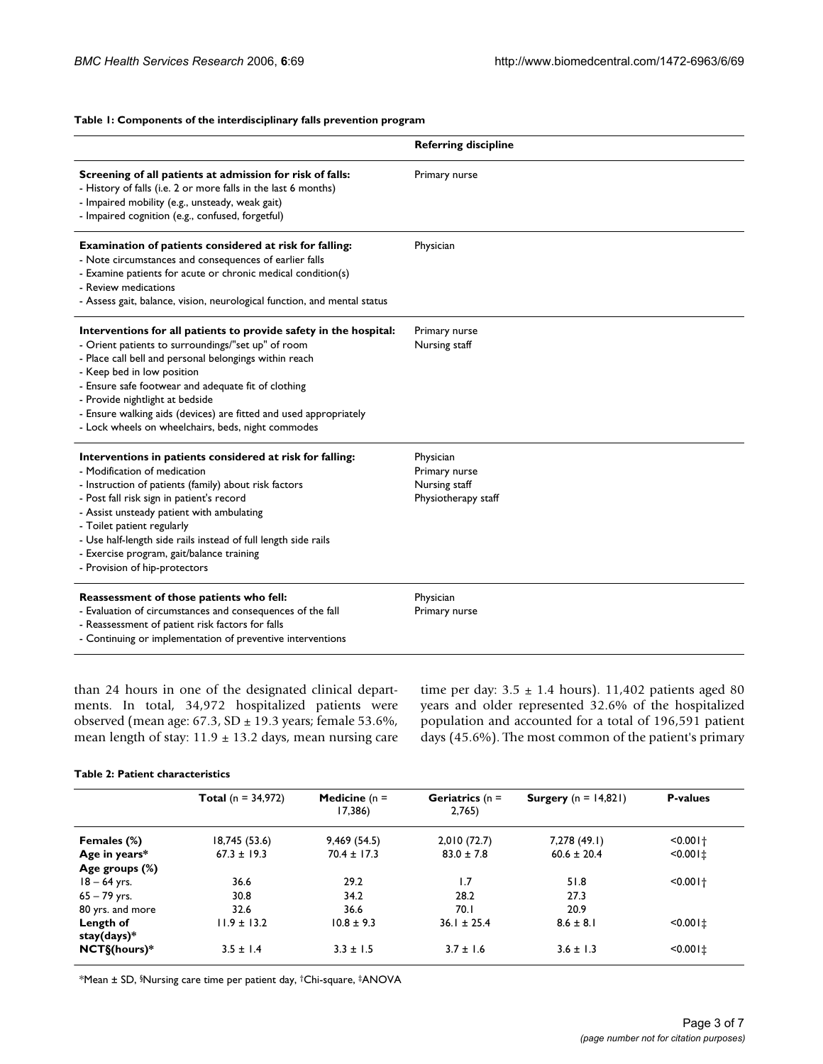**Table 1: Components of the interdisciplinary falls prevention program**

| | Referring discipline |
|---|---|
| **Screening of all patients at admission for risk of falls:**<br>- History of falls (i.e. 2 or more falls in the last 6 months)<br>- Impaired mobility (e.g., unsteady, weak gait)<br>- Impaired cognition (e.g., confused, forgetful) | Primary nurse |
| **Examination of patients considered at risk for falling:**<br>- Note circumstances and consequences of earlier falls<br>- Examine patients for acute or chronic medical condition(s)<br>- Review medications<br>- Assess gait, balance, vision, neurological function, and mental status | Physician |
| **Interventions for all patients to provide safety in the hospital:**<br>- Orient patients to surroundings/"set up" of room<br>- Place call bell and personal belongings within reach<br>- Keep bed in low position<br>- Ensure safe footwear and adequate fit of clothing<br>- Provide nightlight at bedside<br>- Ensure walking aids (devices) are fitted and used appropriately<br>- Lock wheels on wheelchairs, beds, night commodes | Primary nurse<br>Nursing staff |
| **Interventions in patients considered at risk for falling:**<br>- Modification of medication<br>- Instruction of patients (family) about risk factors<br>- Post fall risk sign in patient's record<br>- Assist unsteady patient with ambulating<br>- Toilet patient regularly<br>- Use half-length side rails instead of full length side rails<br>- Exercise program, gait/balance training<br>- Provision of hip-protectors | Physician<br>Primary nurse<br>Nursing staff<br>Physiotherapy staff |
| **Reassessment of those patients who fell:**<br>- Evaluation of circumstances and consequences of the fall<br>- Reassessment of patient risk factors for falls<br>- Continuing or implementation of preventive interventions | Physician<br>Primary nurse |

than 24 hours in one of the designated clinical departments. In total, 34,972 hospitalized patients were observed (mean age: 67.3, SD ± 19.3 years; female 53.6%, mean length of stay: 11.9 ± 13.2 days, mean nursing care time per day: 3.5 ± 1.4 hours). 11,402 patients aged 80 years and older represented 32.6% of the hospitalized population and accounted for a total of 196,591 patient days (45.6%). The most common of the patient's primary

**Table 2: Patient characteristics**

| | **Total** (n = 34,972) | **Medicine** (n = 17,386) | **Geriatrics** (n = 2,765) | **Surgery** (n = 14,821) | **P-values** |
|---|---|---|---|---|---|
| **Females (%)** | 18,745 (53.6) | 9,469 (54.5) | 2,010 (72.7) | 7,278 (49.1) | <0.001† |
| **Age in years*** | 67.3 ± 19.3 | 70.4 ± 17.3 | 83.0 ± 7.8 | 60.6 ± 20.4 | <0.001‡ |
| **Age groups (%)** | | | | | |
| 18 – 64 yrs. | 36.6 | 29.2 | 1.7 | 51.8 | <0.001† |
| 65 – 79 yrs. | 30.8 | 34.2 | 28.2 | 27.3 | |
| 80 yrs. and more | 32.6 | 36.6 | 70.1 | 20.9 | |
| **Length of stay(days)*** | 11.9 ± 13.2 | 10.8 ± 9.3 | 36.1 ± 25.4 | 8.6 ± 8.1 | <0.001‡ |
| **NCT§(hours)*** | 3.5 ± 1.4 | 3.3 ± 1.5 | 3.7 ± 1.6 | 3.6 ± 1.3 | <0.001‡ |

*Mean ± SD, §Nursing care time per patient day, †Chi-square, ‡ANOVA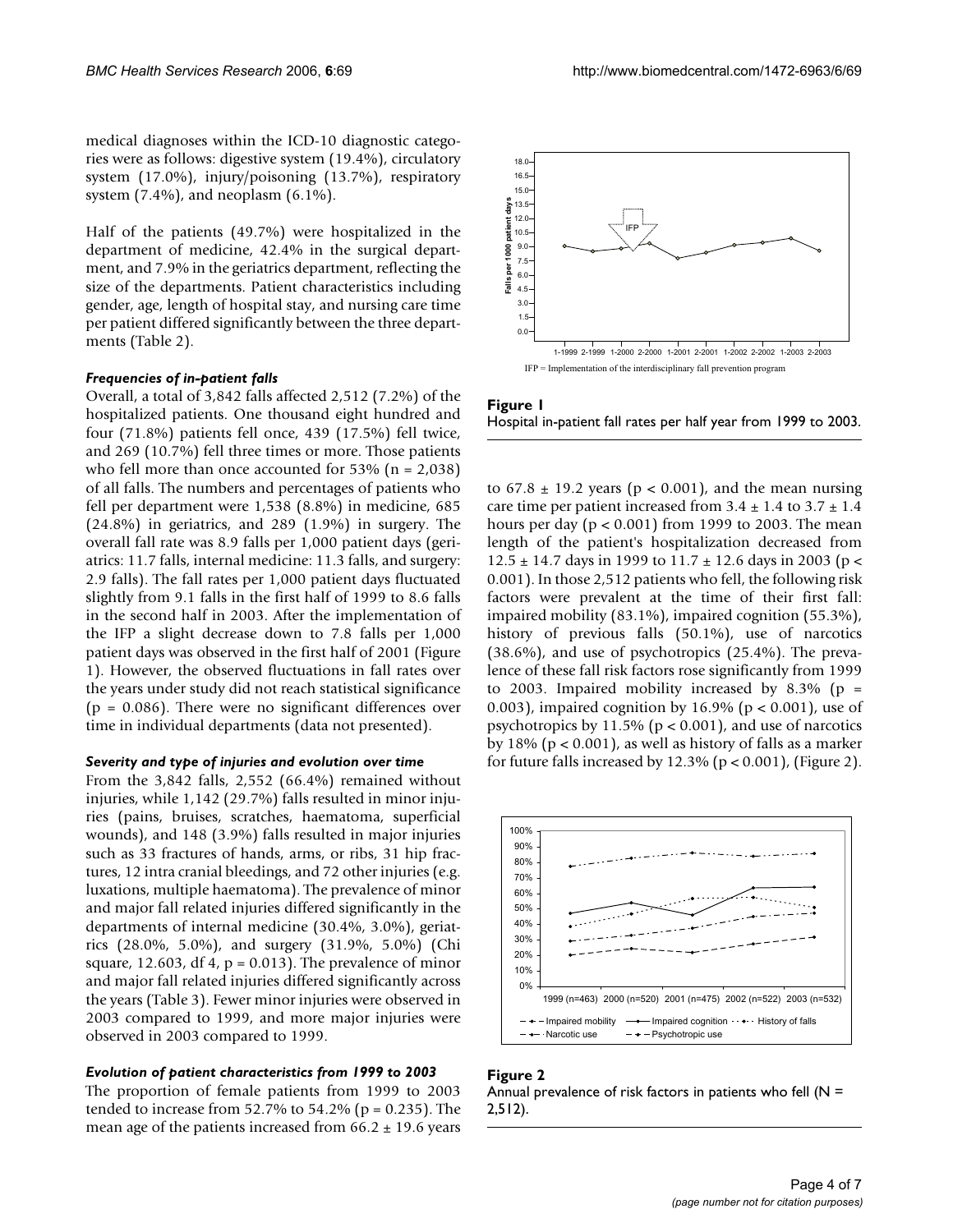medical diagnoses within the ICD-10 diagnostic categories were as follows: digestive system (19.4%), circulatory system (17.0%), injury/poisoning (13.7%), respiratory system (7.4%), and neoplasm (6.1%).

Half of the patients (49.7%) were hospitalized in the department of medicine, 42.4% in the surgical department, and 7.9% in the geriatrics department, reflecting the size of the departments. Patient characteristics including gender, age, length of hospital stay, and nursing care time per patient differed significantly between the three departments (Table 2).

#### *Frequencies of in-patient falls*

Overall, a total of 3,842 falls affected 2,512 (7.2%) of the hospitalized patients. One thousand eight hundred and four (71.8%) patients fell once, 439 (17.5%) fell twice, and 269 (10.7%) fell three times or more. Those patients who fell more than once accounted for 53% (n = 2,038) of all falls. The numbers and percentages of patients who fell per department were 1,538 (8.8%) in medicine, 685 (24.8%) in geriatrics, and 289 (1.9%) in surgery. The overall fall rate was 8.9 falls per 1,000 patient days (geriatrics: 11.7 falls, internal medicine: 11.3 falls, and surgery: 2.9 falls). The fall rates per 1,000 patient days fluctuated slightly from 9.1 falls in the first half of 1999 to 8.6 falls in the second half in 2003. After the implementation of the IFP a slight decrease down to 7.8 falls per 1,000 patient days was observed in the first half of 2001 (Figure 1). However, the observed fluctuations in fall rates over the years under study did not reach statistical significance ($p = 0.086$). There were no significant differences over time in individual departments (data not presented).

#### *Severity and type of injuries and evolution over time*

From the 3,842 falls, 2,552 (66.4%) remained without injuries, while 1,142 (29.7%) falls resulted in minor injuries (pains, bruises, scratches, haematoma, superficial wounds), and 148 (3.9%) falls resulted in major injuries such as 33 fractures of hands, arms, or ribs, 31 hip fractures, 12 intra cranial bleedings, and 72 other injuries (e.g. luxations, multiple haematoma). The prevalence of minor and major fall related injuries differed significantly in the departments of internal medicine (30.4%, 3.0%), geriatrics (28.0%, 5.0%), and surgery (31.9%, 5.0%) (Chi square, 12.603, df 4, $p = 0.013$). The prevalence of minor and major fall related injuries differed significantly across the years (Table 3). Fewer minor injuries were observed in 2003 compared to 1999, and more major injuries were observed in 2003 compared to 1999.

#### *Evolution of patient characteristics from 1999 to 2003*

The proportion of female patients from 1999 to 2003 tended to increase from 52.7% to 54.2% ($p = 0.235$). The mean age of the patients increased from $66.2 \pm 19.6$ years to $67.8 \pm 19.2$ years ($p < 0.001$), and the mean nursing care time per patient increased from $3.4 \pm 1.4$ to $3.7 \pm 1.4$ hours per day ($p < 0.001$) from 1999 to 2003. The mean length of the patient's hospitalization decreased from $12.5 \pm 14.7$ days in 1999 to $11.7 \pm 12.6$ days in 2003 ($p < 0.001$). In those 2,512 patients who fell, the following risk factors were prevalent at the time of their first fall: impaired mobility (83.1%), impaired cognition (55.3%), history of previous falls (50.1%), use of narcotics (38.6%), and use of psychotropics (25.4%). The prevalence of these fall risk factors rose significantly from 1999 to 2003. Impaired mobility increased by 8.3% ($p = 0.003$), impaired cognition by 16.9% ($p < 0.001$), use of psychotropics by 11.5% ($p < 0.001$), and use of narcotics by 18% ($p < 0.001$), as well as history of falls as a marker for future falls increased by 12.3% ($p < 0.001$), (Figure 2).

IFP = Implementation of the interdisciplinary fall prevention program

**Figure 1**
Hospital in-patient fall rates per half year from 1999 to 2003.

**Figure 2**
Annual prevalence of risk factors in patients who fell (N = 2,512).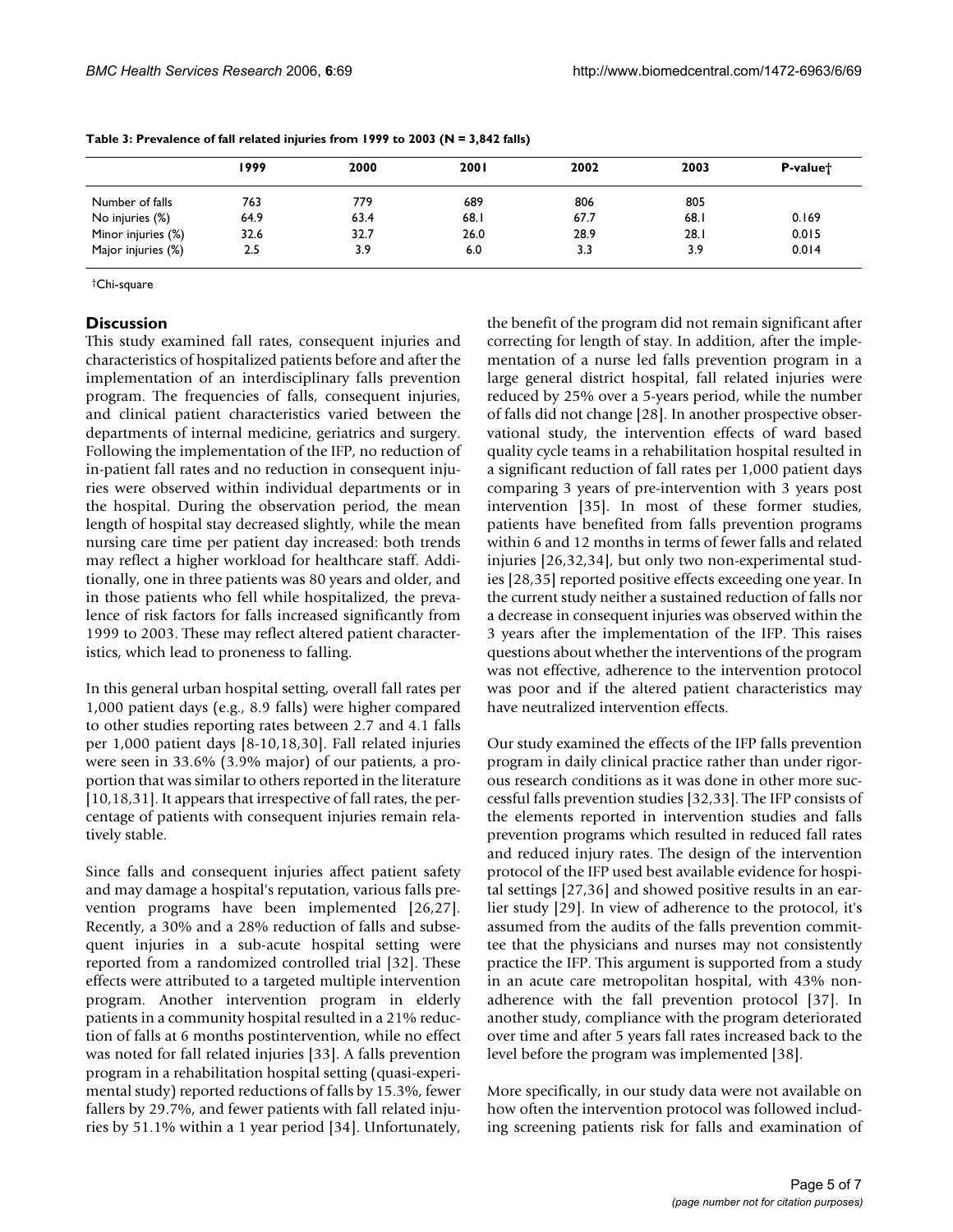**Table 3: Prevalence of fall related injuries from 1999 to 2003 (N = 3,842 falls)**

| | 1999 | 2000 | 2001 | 2002 | 2003 | P-value† |
|---|---|---|---|---|---|---|
| Number of falls | 763 | 779 | 689 | 806 | 805 | |
| No injuries (%) | 64.9 | 63.4 | 68.1 | 67.7 | 68.1 | 0.169 |
| Minor injuries (%) | 32.6 | 32.7 | 26.0 | 28.9 | 28.1 | 0.015 |
| Major injuries (%) | 2.5 | 3.9 | 6.0 | 3.3 | 3.9 | 0.014 |

†Chi-square

## Discussion

This study examined fall rates, consequent injuries and characteristics of hospitalized patients before and after the implementation of an interdisciplinary falls prevention program. The frequencies of falls, consequent injuries, and clinical patient characteristics varied between the departments of internal medicine, geriatrics and surgery. Following the implementation of the IFP, no reduction of in-patient fall rates and no reduction in consequent injuries were observed within individual departments or in the hospital. During the observation period, the mean length of hospital stay decreased slightly, while the mean nursing care time per patient day increased: both trends may reflect a higher workload for healthcare staff. Additionally, one in three patients was 80 years and older, and in those patients who fell while hospitalized, the prevalence of risk factors for falls increased significantly from 1999 to 2003. These may reflect altered patient characteristics, which lead to proneness to falling.

In this general urban hospital setting, overall fall rates per 1,000 patient days (e.g., 8.9 falls) were higher compared to other studies reporting rates between 2.7 and 4.1 falls per 1,000 patient days [8-10,18,30]. Fall related injuries were seen in 33.6% (3.9% major) of our patients, a proportion that was similar to others reported in the literature [10,18,31]. It appears that irrespective of fall rates, the percentage of patients with consequent injuries remain relatively stable.

Since falls and consequent injuries affect patient safety and may damage a hospital's reputation, various falls prevention programs have been implemented [26,27]. Recently, a 30% and a 28% reduction of falls and subsequent injuries in a sub-acute hospital setting were reported from a randomized controlled trial [32]. These effects were attributed to a targeted multiple intervention program. Another intervention program in elderly patients in a community hospital resulted in a 21% reduction of falls at 6 months postintervention, while no effect was noted for fall related injuries [33]. A falls prevention program in a rehabilitation hospital setting (quasi-experimental study) reported reductions of falls by 15.3%, fewer fallers by 29.7%, and fewer patients with fall related injuries by 51.1% within a 1 year period [34]. Unfortunately, the benefit of the program did not remain significant after correcting for length of stay. In addition, after the implementation of a nurse led falls prevention program in a large general district hospital, fall related injuries were reduced by 25% over a 5-years period, while the number of falls did not change [28]. In another prospective observational study, the intervention effects of ward based quality cycle teams in a rehabilitation hospital resulted in a significant reduction of fall rates per 1,000 patient days comparing 3 years of pre-intervention with 3 years post intervention [35]. In most of these former studies, patients have benefited from falls prevention programs within 6 and 12 months in terms of fewer falls and related injuries [26,32,34], but only two non-experimental studies [28,35] reported positive effects exceeding one year. In the current study neither a sustained reduction of falls nor a decrease in consequent injuries was observed within the 3 years after the implementation of the IFP. This raises questions about whether the interventions of the program was not effective, adherence to the intervention protocol was poor and if the altered patient characteristics may have neutralized intervention effects.

Our study examined the effects of the IFP falls prevention program in daily clinical practice rather than under rigorous research conditions as it was done in other more successful falls prevention studies [32,33]. The IFP consists of the elements reported in intervention studies and falls prevention programs which resulted in reduced fall rates and reduced injury rates. The design of the intervention protocol of the IFP used best available evidence for hospital settings [27,36] and showed positive results in an earlier study [29]. In view of adherence to the protocol, it's assumed from the audits of the falls prevention committee that the physicians and nurses may not consistently practice the IFP. This argument is supported from a study in an acute care metropolitan hospital, with 43% non-adherence with the fall prevention protocol [37]. In another study, compliance with the program deteriorated over time and after 5 years fall rates increased back to the level before the program was implemented [38].

More specifically, in our study data were not available on how often the intervention protocol was followed including screening patients risk for falls and examination of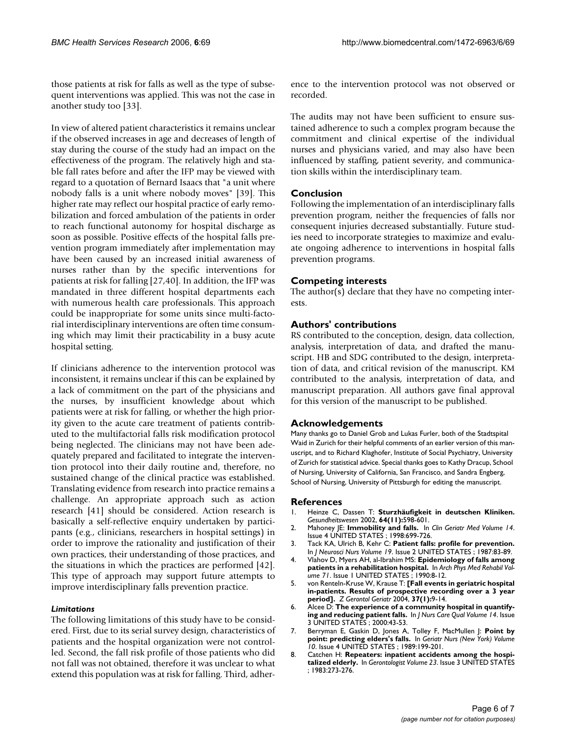those patients at risk for falls as well as the type of subsequent interventions was applied. This was not the case in another study too [33].

In view of altered patient characteristics it remains unclear if the observed increases in age and decreases of length of stay during the course of the study had an impact on the effectiveness of the program. The relatively high and stable fall rates before and after the IFP may be viewed with regard to a quotation of Bernard Isaacs that "a unit where nobody falls is a unit where nobody moves" [39]. This higher rate may reflect our hospital practice of early remobilization and forced ambulation of the patients in order to reach functional autonomy for hospital discharge as soon as possible. Positive effects of the hospital falls prevention program immediately after implementation may have been caused by an increased initial awareness of nurses rather than by the specific interventions for patients at risk for falling [27,40]. In addition, the IFP was mandated in three different hospital departments each with numerous health care professionals. This approach could be inappropriate for some units since multi-factorial interdisciplinary interventions are often time consuming which may limit their practicability in a busy acute hospital setting.

If clinicians adherence to the intervention protocol was inconsistent, it remains unclear if this can be explained by a lack of commitment on the part of the physicians and the nurses, by insufficient knowledge about which patients were at risk for falling, or whether the high priority given to the acute care treatment of patients contributed to the multifactorial falls risk modification protocol being neglected. The clinicians may not have been adequately prepared and facilitated to integrate the intervention protocol into their daily routine and, therefore, no sustained change of the clinical practice was established. Translating evidence from research into practice remains a challenge. An appropriate approach such as action research [41] should be considered. Action research is basically a self-reflective enquiry undertaken by participants (e.g., clinicians, researchers in hospital settings) in order to improve the rationality and justification of their own practices, their understanding of those practices, and the situations in which the practices are performed [42]. This type of approach may support future attempts to improve interdisciplinary falls prevention practice.

### *Limitations*

The following limitations of this study have to be considered. First, due to its serial survey design, characteristics of patients and the hospital organization were not controlled. Second, the fall risk profile of those patients who did not fall was not obtained, therefore it was unclear to what extend this population was at risk for falling. Third, adherence to the intervention protocol was not observed or recorded.

The audits may not have been sufficient to ensure sustained adherence to such a complex program because the commitment and clinical expertise of the individual nurses and physicians varied, and may also have been influenced by staffing, patient severity, and communication skills within the interdisciplinary team.

## Conclusion

Following the implementation of an interdisciplinary falls prevention program, neither the frequencies of falls nor consequent injuries decreased substantially. Future studies need to incorporate strategies to maximize and evaluate ongoing adherence to interventions in hospital falls prevention programs.

## Competing interests

The author(s) declare that they have no competing interests.

## Authors' contributions

RS contributed to the conception, design, data collection, analysis, interpretation of data, and drafted the manuscript. HB and SDG contributed to the design, interpretation of data, and critical revision of the manuscript. KM contributed to the analysis, interpretation of data, and manuscript preparation. All authors gave final approval for this version of the manuscript to be published.

## Acknowledgements

Many thanks go to Daniel Grob and Lukas Furler, both of the Stadtspital Waid in Zurich for their helpful comments of an earlier version of this manuscript, and to Richard Klaghofer, Institute of Social Psychiatry, University of Zurich for statistical advice. Special thanks goes to Kathy Dracup, School of Nursing, University of California, San Francisco, and Sandra Engberg, School of Nursing, University of Pittsburgh for editing the manuscript.

## References

1. Heinze C, Dassen T: **Sturzhäufigkeit in deutschen Kliniken.** *Gesundheitswesen* 2002, **64(11):**598-601.
2. Mahoney JE: **Immobility and falls.** In *Clin Geriatr Med Volume 14*. Issue 4 UNITED STATES ; 1998:699-726.
3. Tack KA, Ulrich B, Kehr C: **Patient falls: profile for prevention.** In *J Neurosci Nurs Volume 19*. Issue 2 UNITED STATES ; 1987:83-89.
4. Vlahov D, Myers AH, al-Ibrahim MS: **Epidemiology of falls among patients in a rehabilitation hospital.** In *Arch Phys Med Rehabil Volume 71*. Issue 1 UNITED STATES ; 1990:8-12.
5. von Renteln-Kruse W, Krause T: **[Fall events in geriatric hospital in-patients. Results of prospective recording over a 3 year period].** *Z Gerontol Geriatr* 2004, **37(1):**9-14.
6. Alcee D: **The experience of a community hospital in quantifying and reducing patient falls.** In *J Nurs Care Qual Volume 14*. Issue 3 UNITED STATES ; 2000:43-53.
7. Berryman E, Gaskin D, Jones A, Tolley F, MacMullen J: **Point by point: predicting elders's falls.** In *Geriatr Nurs (New York) Volume 10*. Issue 4 UNITED STATES ; 1989:199-201.
8. Catchen H: **Repeaters: inpatient accidents among the hospitalized elderly.** In *Gerontologist Volume 23*. Issue 3 UNITED STATES ; 1983:273-276.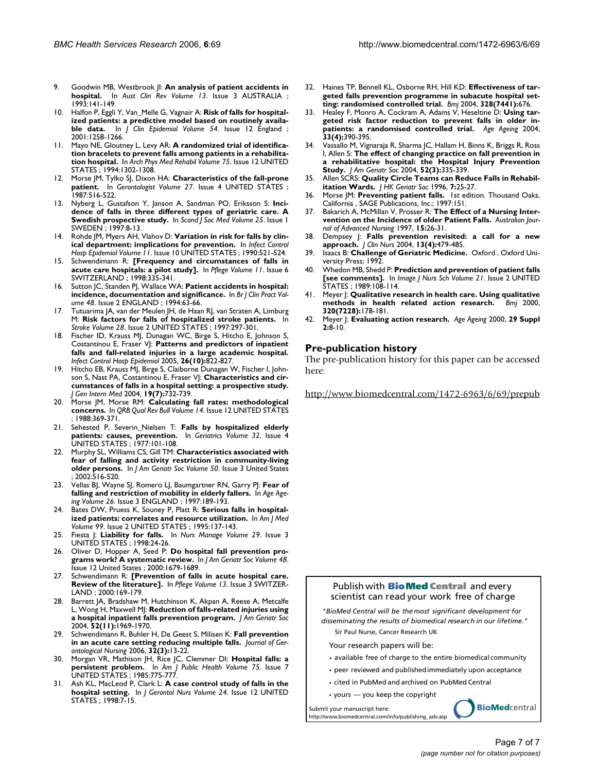9. Goodwin MB, Westbrook JI: **An analysis of patient accidents in hospital.** In *Aust Clin Rev Volume 13*. Issue 3 AUSTRALIA ; 1993:141-149.
10. Halfon P, Eggli Y, Van_Melle G, Vagnair A: **Risk of falls for hospitalized patients: a predictive model based on routinely available data.** In *J Clin Epidemiol Volume 54*. Issue 12 England ; 2001:1258-1266.
11. Mayo NE, Gloutney L, Levy AR: **A randomized trial of identification bracelets to prevent falls among patients in a rehabilitation hospital.** In *Arch Phys Med Rehabil Volume 75*. Issue 12 UNITED STATES ; 1994:1302-1308.
12. Morse JM, Tylko SJ, Dixon HA: **Characteristics of the fall-prone patient.** In *Gerontologist Volume 27*. Issue 4 UNITED STATES ; 1987:516-522.
13. Nyberg L, Gustafson Y, Janson A, Sandman PO, Eriksson S: **Incidence of falls in three different types of geriatric care. A Swedish prospective study.** In *Scand J Soc Med Volume 25*. Issue 1 SWEDEN ; 1997:8-13.
14. Rohde JM, Myers AH, Vlahov D: **Variation in risk for falls by clinical department: implications for prevention.** In *Infect Control Hosp Epidemiol Volume 11*. Issue 10 UNITED STATES ; 1990:521-524.
15. Schwendimann R: **[Frequency and circumstances of falls in acute care hospitals: a pilot study].** In *Pflege Volume 11*. Issue 6 SWITZERLAND ; 1998:335-341.
16. Sutton JC, Standen PJ, Wallace WA: **Patient accidents in hospital: incidence, documentation and significance.** In *Br J Clin Pract Volume 48*. Issue 2 ENGLAND ; 1994:63-66.
17. Tutuarima JA, van der Meulen JH, de Haan RJ, van Straten A, Limburg M: **Risk factors for falls of hospitalized stroke patients.** In *Stroke Volume 28*. Issue 2 UNITED STATES ; 1997:297-301.
18. Fischer ID, Krauss MJ, Dunagan WC, Birge S, Hitcho E, Johnson S, Costantinou E, Fraser VJ: **Patterns and predictors of inpatient falls and fall-related injuries in a large academic hospital.** *Infect Control Hosp Epidemiol* 2005, **26(10):**822-827.
19. Hitcho EB, Krauss MJ, Birge S, Claiborne Dunagan W, Fischer I, Johnson S, Nast PA, Costantinou E, Fraser VJ: **Characteristics and circumstances of falls in a hospital setting: a prospective study.** *J Gen Intern Med* 2004, **19(7):**732-739.
20. Morse JM, Morse RM: **Calculating fall rates: methodological concerns.** In *QRB Qual Rev Bull Volume 14*. Issue 12 UNITED STATES ; 1988:369-371.
21. Sehested P, Severin_Nielsen T: **Falls by hospitalized elderly patients: causes, prevention.** In *Geriatrics Volume 32*. Issue 4 UNITED STATES ; 1977:101-108.
22. Murphy SL, Williams CS, Gill TM: **Characteristics associated with fear of falling and activity restriction in community-living older persons.** In *J Am Geriatr Soc Volume 50*. Issue 3 United States ; 2002:516-520.
23. Vellas BJ, Wayne SJ, Romero LJ, Baumgartner RN, Garry PJ: **Fear of falling and restriction of mobility in elderly fallers.** In *Age Ageing Volume 26*. Issue 3 ENGLAND ; 1997:189-193.
24. Bates DW, Pruess K, Souney P, Platt R: **Serious falls in hospitalized patients: correlates and resource utilization.** In *Am J Med Volume 99*. Issue 2 UNITED STATES ; 1995:137-143.
25. Fiesta J: **Liability for falls.** In *Nurs Manage Volume 29*. Issue 3 UNITED STATES ; 1998:24-26.
26. Oliver D, Hopper A, Seed P: **Do hospital fall prevention programs work? A systematic review.** In *J Am Geriatr Soc Volume 48*. Issue 12 United States ; 2000:1679-1689.
27. Schwendimann R: **[Prevention of falls in acute hospital care. Review of the literature].** In *Pflege Volume 13*. Issue 3 SWITZERLAND ; 2000:169-179.
28. Barrett JA, Bradshaw M, Hutchinson K, Akpan A, Reese A, Metcalfe L, Wong H, Maxwell MJ: **Reduction of falls-related injuries using a hospital inpatient falls prevention program.** *J Am Geriatr Soc* 2004, **52(11):**1969-1970.
29. Schwendimann R, Buhler H, De Geest S, Milisen K: **Fall prevention in an acute care setting reducing multiple falls.** *Journal of Gerontological Nursing* 2006, **32(3):**13-22.
30. Morgan VR, Mathison JH, Rice JC, Clemmer DI: **Hospital falls: a persistent problem.** In *Am J Public Health Volume 75*. Issue 7 UNITED STATES ; 1985:775-777.
31. Ash KL, MacLeod P, Clark L: **A case control study of falls in the hospital setting.** In *J Gerontol Nurs Volume 24*. Issue 12 UNITED STATES ; 1998:7-15.
32. Haines TP, Bennell KL, Osborne RH, Hill KD: **Effectiveness of targeted falls prevention programme in subacute hospital setting: randomised controlled trial.** *Bmj* 2004, **328(7441):**676.
33. Healey F, Monro A, Cockram A, Adams V, Heseltine D: **Using targeted risk factor reduction to prevent falls in older inpatients: a randomised controlled trial.** *Age Ageing* 2004, **33(4):**390-395.
34. Vassallo M, Vignaraja R, Sharma JC, Hallam H, Binns K, Briggs R, Ross I, Allen S: **The effect of changing practice on fall prevention in a rehabilitative hospital: the Hospital Injury Prevention Study.** *J Am Geriatr Soc* 2004, **52(3):**335-339.
35. Allen SCRS: **Quality Circle Teams can Reduce Falls in Rehabilitation Wards.** *J HK Geriatr Soc* 1996, **7:**25-27.
36. Morse JM: **Preventing patient falls.** 1st edition. Thousand Oaks, California , SAGE Publications, Inc.; 1997:151.
37. Bakarich A, McMillan V, Prosser R: **The Effect of a Nursing Intervention on the Incidence of older Patient Falls.** *Australian Journal of Advanced Nursing* 1997, **15:**26-31.
38. Dempsey J: **Falls prevention revisited: a call for a new approach.** *J Clin Nurs* 2004, **13(4):**479-485.
39. Isaacs B: **Challenge of Geriatric Medicine.** Oxford , Oxford University Press; 1992.
40. Whedon MB, Shedd P: **Prediction and prevention of patient falls [see comments].** In *Image J Nurs Sch Volume 21*. Issue 2 UNITED STATES ; 1989:108-114.
41. Meyer J: **Qualitative research in health care. Using qualitative methods in health related action research.** *Bmj* 2000, **320(7228):**178-181.
42. Meyer J: **Evaluating action research.** *Age Ageing* 2000, **29 Suppl 2:**8-10.

## Pre-publication history

The pre-publication history for this paper can be accessed here:

http://www.biomedcentral.com/1472-6963/6/69/prepub

Publish with **BioMed Central** and every scientist can read your work free of charge

*"BioMed Central will be the most significant development for disseminating the results of biomedical research in our lifetime."*

Sir Paul Nurse, Cancer Research UK

Your research papers will be:

- available free of charge to the entire biomedical community
- peer reviewed and published immediately upon acceptance
- cited in PubMed and archived on PubMed Central
- yours — you keep the copyright

Submit your manuscript here:
http://www.biomedcentral.com/info/publishing_adv.asp

BioMedcentral